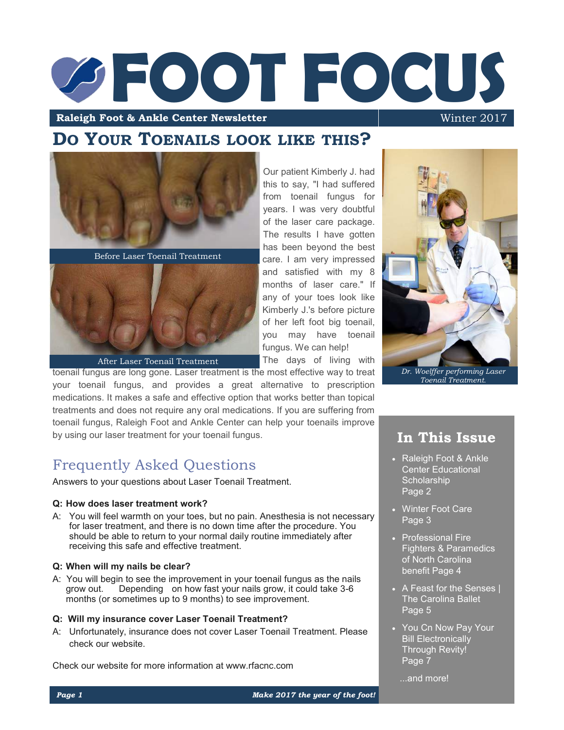# FOOT FOCUS

**Raleigh Foot & Ankle Center Newsletter** Winter 2017

## Do Your Toenails look like this?

Before Laser Toenail Treatment

After Laser Toenail Treatment

Our patient Kimberly J. had this to say, "I had suffered from toenail fungus for years. I was very doubtful of the laser care package. The results I have gotten has been beyond the best care. I am very impressed and satisfied with my 8 months of laser care." If any of your toes look like Kimberly J.'s before picture of her left foot big toenail, you may have toenail fungus. We can help!

The days of living with toenail fungus are long gone. Laser treatment is the most effective way to treat your toenail fungus, and provides a great alternative to prescription medications. It makes a safe and effective option that works better than topical treatments and does not require any oral medications. If you are suffering from toenail fungus, Raleigh Foot and Ankle Center can help your toenails improve by using our laser treatment for your toenail fungus.

*Dr. Woelffer performing Laser Toenail Treatment.*

## Frequently Asked Questions

Answers to your questions about Laser Toenail Treatment.

**Q: How does laser treatment work?**

A: You will feel warmth on your toes, but no pain. Anesthesia is not necessary for laser treatment, and there is no down time after the procedure. You should be able to return to your normal daily routine immediately after receiving this safe and effective treatment.

**Q: When will my nails be clear?**

A: You will begin to see the improvement in your toenail fungus as the nails grow out. Depending on how fast your nails grow, it could take 3-6 months (or sometimes up to 9 months) to see improvement.

**Q: Will my insurance cover Laser Toenail Treatment?**

A: Unfortunately, insurance does not cover Laser Toenail Treatment. Please check our website.

Check our website for more information at www.rfacnc.com

## In This Issue

- Raleigh Foot & Ankle Center Educational Scholarship Page 2
- Winter Foot Care Page 3
- Professional Fire Fighters & Paramedics of North Carolina benefit Page 4
- A Feast for the Senses | The Carolina Ballet Page 5
- You Cn Now Pay Your Bill Electronically Through Revity! Page 7

...and more!

***Make 2017 the year of the foot!***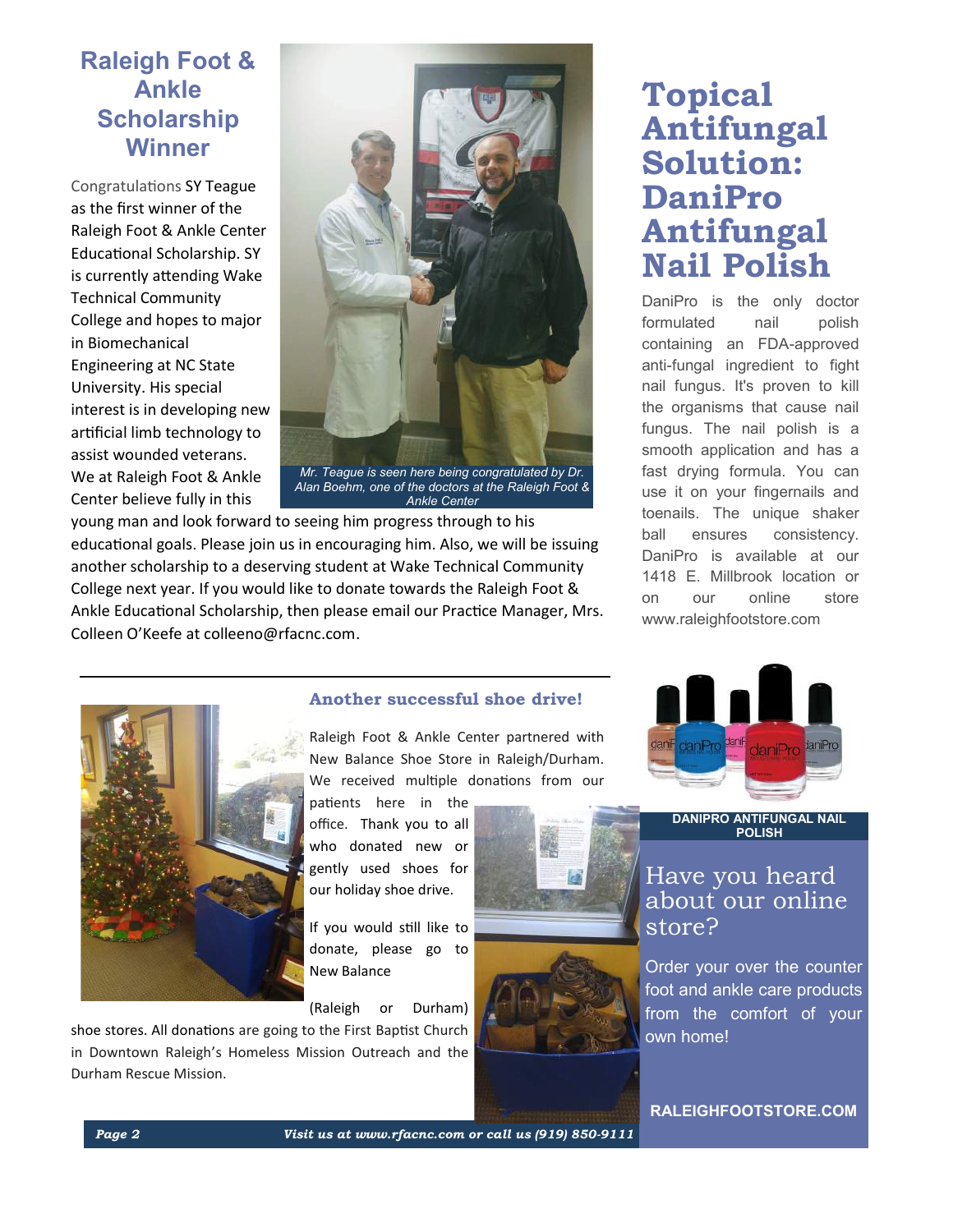## Raleigh Foot & Ankle Scholarship Winner

Congratulations SY Teague as the first winner of the Raleigh Foot & Ankle Center Educational Scholarship. SY is currently attending Wake Technical Community College and hopes to major in Biomechanical Engineering at NC State University. His special interest is in developing new artificial limb technology to assist wounded veterans. We at Raleigh Foot & Ankle Center believe fully in this young man and look forward to seeing him progress through to his educational goals. Please join us in encouraging him. Also, we will be issuing another scholarship to a deserving student at Wake Technical Community College next year. If you would like to donate towards the Raleigh Foot & Ankle Educational Scholarship, then please email our Practice Manager, Mrs. Colleen O'Keefe at colleeno@rfacnc.com.

*Mr. Teague is seen here being congratulated by Dr. Alan Boehm, one of the doctors at the Raleigh Foot & Ankle Center*

## Topical Antifungal Solution: DaniPro Antifungal Nail Polish

DaniPro is the only doctor formulated nail polish containing an FDA-approved anti-fungal ingredient to fight nail fungus. It's proven to kill the organisms that cause nail fungus. The nail polish is a smooth application and has a fast drying formula. You can use it on your fingernails and toenails. The unique shaker ball ensures consistency. DaniPro is available at our 1418 E. Millbrook location or on our online store www.raleighfootstore.com

DANIPRO ANTIFUNGAL NAIL POLISH

### Another successful shoe drive!

Raleigh Foot & Ankle Center partnered with New Balance Shoe Store in Raleigh/Durham. We received multiple donations from our patients here in the office. Thank you to all who donated new or gently used shoes for our holiday shoe drive.

If you would still like to donate, please go to New Balance (Raleigh or Durham) shoe stores. All donations are going to the First Baptist Church in Downtown Raleigh's Homeless Mission Outreach and the Durham Rescue Mission.

## Have you heard about our online store?

Order your over the counter foot and ankle care products from the comfort of your own home!

**RALEIGHFOOTSTORE.COM**

*Visit us at www.rfacnc.com or call us (919) 850-9111*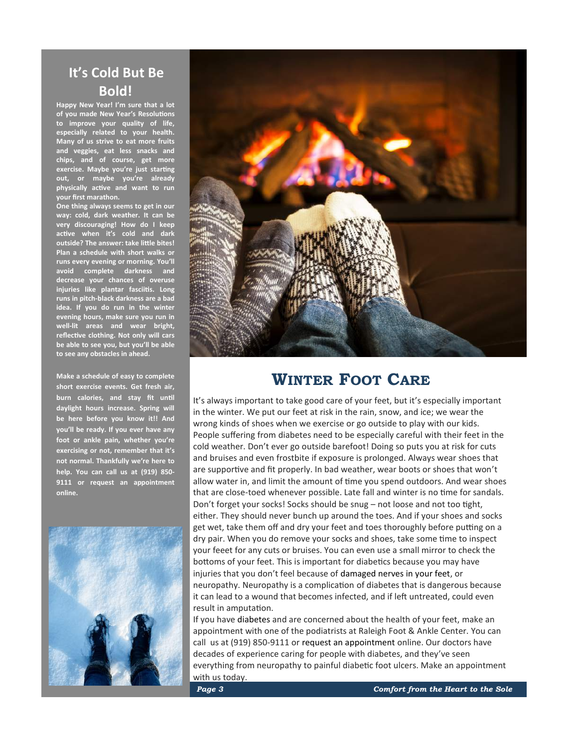## It's Cold But Be Bold!

**Happy New Year! I'm sure that a lot of you made New Year's Resolutions to improve your quality of life, especially related to your health. Many of us strive to eat more fruits and veggies, eat less snacks and chips, and of course, get more exercise. Maybe you're just starting out, or maybe you're already physically active and want to run your first marathon.**

**One thing always seems to get in our way: cold, dark weather. It can be very discouraging! How do I keep active when it's cold and dark outside? The answer: take little bites! Plan a schedule with short walks or runs every evening or morning. You'll avoid complete darkness and decrease your chances of overuse injuries like plantar fasciitis. Long runs in pitch-black darkness are a bad idea. If you do run in the winter evening hours, make sure you run in well-lit areas and wear bright, reflective clothing. Not only will cars be able to see you, but you'll be able to see any obstacles in ahead.**

**Make a schedule of easy to complete short exercise events. Get fresh air, burn calories, and stay fit until daylight hours increase. Spring will be here before you know it!! And you'll be ready. If you ever have any foot or ankle pain, whether you're exercising or not, remember that it's not normal. Thankfully we're here to help. You can call us at (919) 850-9111 or request an appointment online.**

## Winter Foot Care

It's always important to take good care of your feet, but it's especially important in the winter. We put our feet at risk in the rain, snow, and ice; we wear the wrong kinds of shoes when we exercise or go outside to play with our kids. People suffering from diabetes need to be especially careful with their feet in the cold weather. Don't ever go outside barefoot! Doing so puts you at risk for cuts and bruises and even frostbite if exposure is prolonged. Always wear shoes that are supportive and fit properly. In bad weather, wear boots or shoes that won't allow water in, and limit the amount of time you spend outdoors. And wear shoes that are close-toed whenever possible. Late fall and winter is no time for sandals. Don't forget your socks! Socks should be snug – not loose and not too tight, either. They should never bunch up around the toes. And if your shoes and socks get wet, take them off and dry your feet and toes thoroughly before putting on a dry pair. When you do remove your socks and shoes, take some time to inspect your feeet for any cuts or bruises. You can even use a small mirror to check the bottoms of your feet. This is important for diabetics because you may have injuries that you don't feel because of damaged nerves in your feet, or neuropathy. Neuropathy is a complication of diabetes that is dangerous because it can lead to a wound that becomes infected, and if left untreated, could even result in amputation.

If you have diabetes and are concerned about the health of your feet, make an appointment with one of the podiatrists at Raleigh Foot & Ankle Center. You can call us at (919) 850-9111 or request an appointment online. Our doctors have decades of experience caring for people with diabetes, and they've seen everything from neuropathy to painful diabetic foot ulcers. Make an appointment with us today.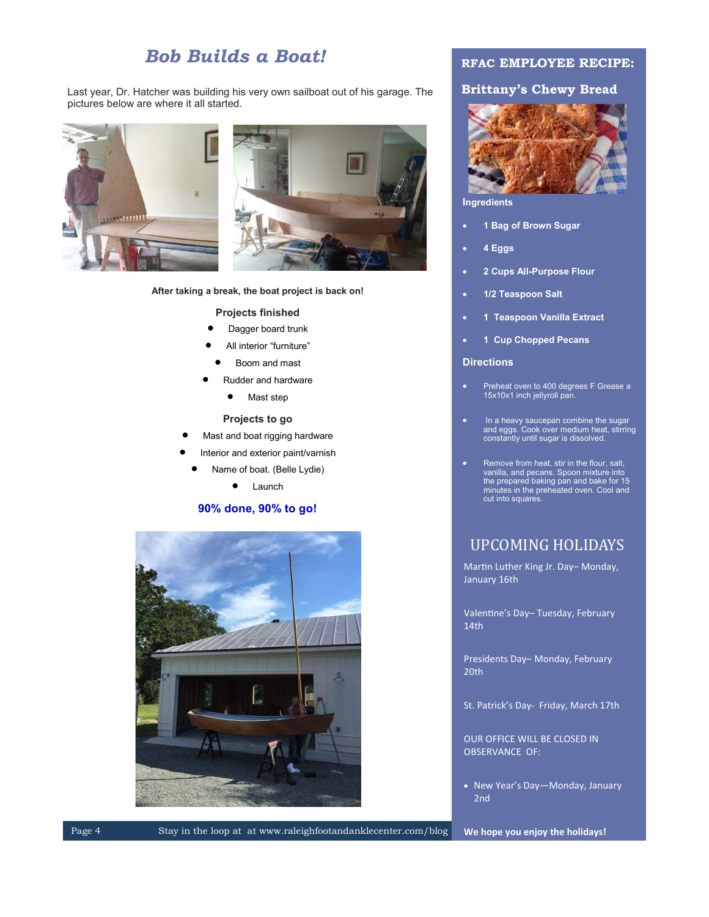# *Bob Builds a Boat!*

Last year, Dr. Hatcher was building his very own sailboat out of his garage. The pictures below are where it all started.

**After taking a break, the boat project is back on!**

**Projects finished**

- Dagger board trunk
- All interior "furniture"
- Boom and mast
- Rudder and hardware
- Mast step

**Projects to go**

- Mast and boat rigging hardware
- Interior and exterior paint/varnish
- Name of boat. (Belle Lydie)
- Launch

**90% done, 90% to go!**

## RFAC EMPLOYEE RECIPE:

## Brittany's Chewy Bread

**Ingredients**

- **1 Bag of Brown Sugar**
- **4 Eggs**
- **2 Cups All-Purpose Flour**
- **1/2 Teaspoon Salt**
- **1 Teaspoon Vanilla Extract**
- **1 Cup Chopped Pecans**

**Directions**

- Preheat oven to 400 degrees F Grease a 15x10x1 inch jellyroll pan.
- In a heavy saucepan combine the sugar and eggs. Cook over medium heat, stirring constantly until sugar is dissolved.
- Remove from heat, stir in the flour, salt, vanilla, and pecans. Spoon mixture into the prepared baking pan and bake for 15 minutes in the preheated oven. Cool and cut into squares.

## UPCOMING HOLIDAYS

Martin Luther King Jr. Day– Monday, January 16th

Valentine's Day– Tuesday, February 14th

Presidents Day– Monday, February 20th

St. Patrick's Day- Friday, March 17th

OUR OFFICE WILL BE CLOSED IN OBSERVANCE OF:

- New Year's Day—Monday, January 2nd

**We hope you enjoy the holidays!**

Stay in the loop at at www.raleighfootandanklecenter.com/blog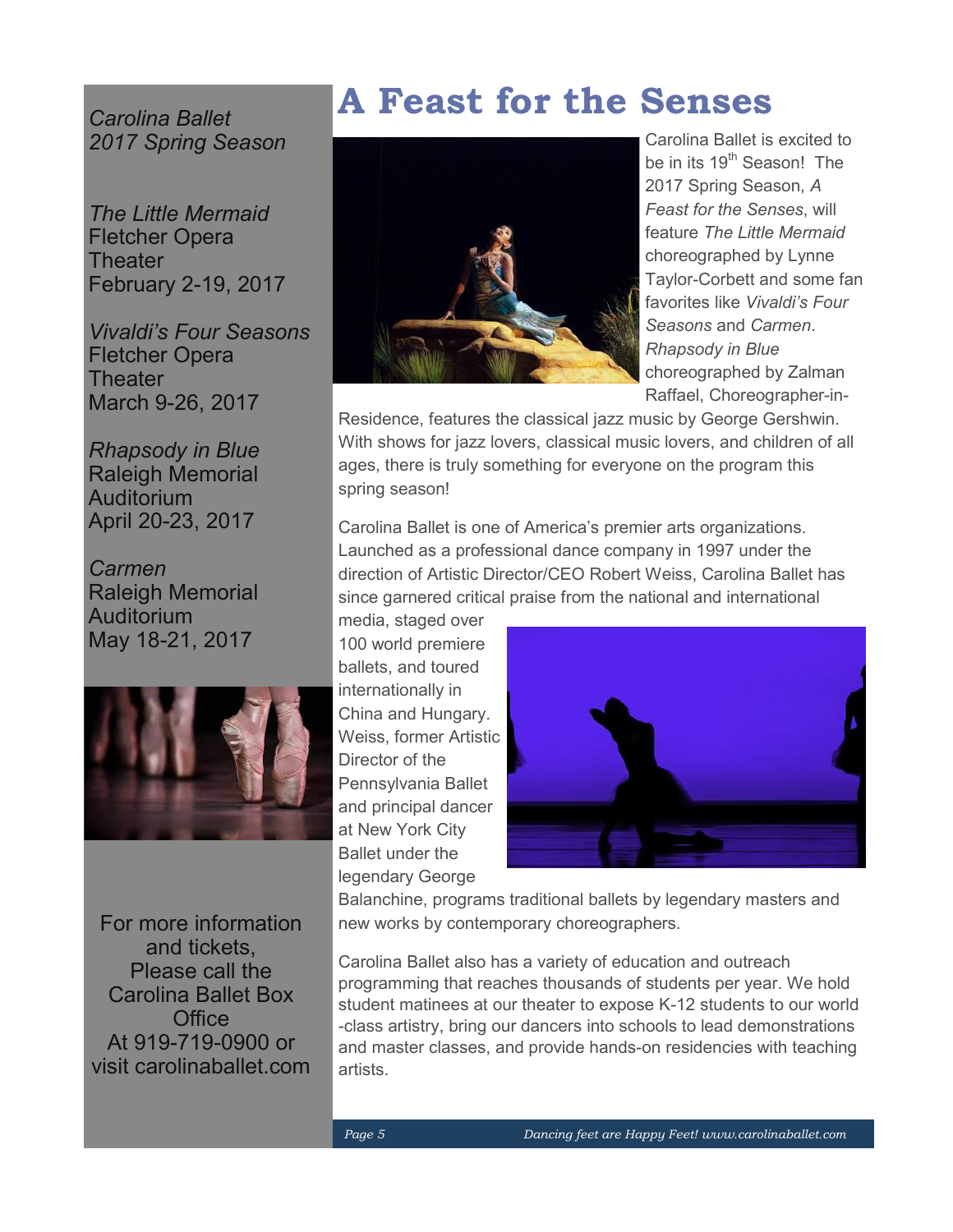*Carolina Ballet*
*2017 Spring Season*

*The Little Mermaid*
Fletcher Opera Theater
February 2-19, 2017

*Vivaldi's Four Seasons*
Fletcher Opera Theater
March 9-26, 2017

*Rhapsody in Blue*
Raleigh Memorial Auditorium
April 20-23, 2017

*Carmen*
Raleigh Memorial Auditorium
May 18-21, 2017

For more information and tickets, Please call the Carolina Ballet Box Office At 919-719-0900 or visit carolinaballet.com

# A Feast for the Senses

Carolina Ballet is excited to be in its 19th Season! The 2017 Spring Season, *A Feast for the Senses*, will feature *The Little Mermaid* choreographed by Lynne Taylor-Corbett and some fan favorites like *Vivaldi's Four Seasons* and *Carmen*. *Rhapsody in Blue* choreographed by Zalman Raffael, Choreographer-in-Residence, features the classical jazz music by George Gershwin. With shows for jazz lovers, classical music lovers, and children of all ages, there is truly something for everyone on the program this spring season!

Carolina Ballet is one of America's premier arts organizations. Launched as a professional dance company in 1997 under the direction of Artistic Director/CEO Robert Weiss, Carolina Ballet has since garnered critical praise from the national and international media, staged over 100 world premiere ballets, and toured internationally in China and Hungary. Weiss, former Artistic Director of the Pennsylvania Ballet and principal dancer at New York City Ballet under the legendary George Balanchine, programs traditional ballets by legendary masters and new works by contemporary choreographers.

Carolina Ballet also has a variety of education and outreach programming that reaches thousands of students per year. We hold student matinees at our theater to expose K-12 students to our world-class artistry, bring our dancers into schools to lead demonstrations and master classes, and provide hands-on residencies with teaching artists.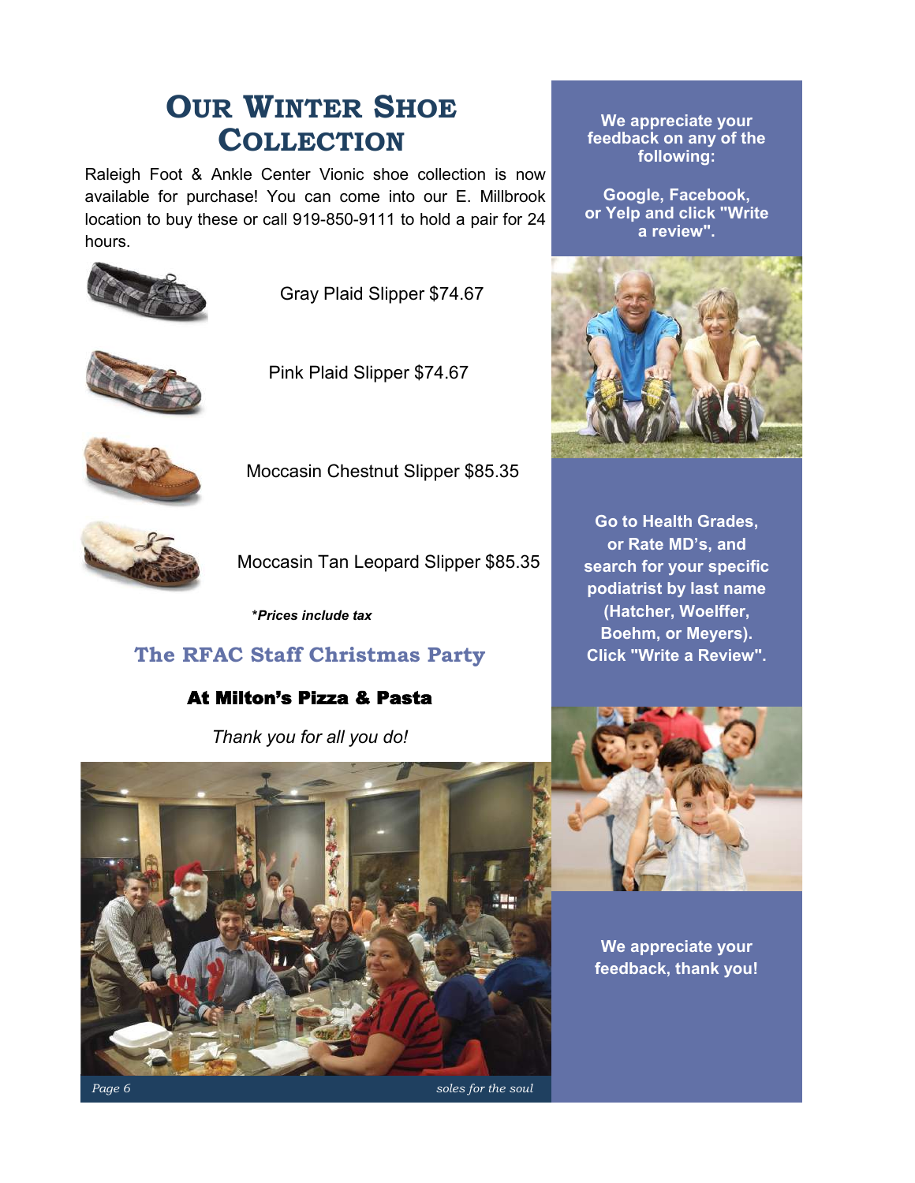# Our Winter Shoe Collection

Raleigh Foot & Ankle Center Vionic shoe collection is now available for purchase! You can come into our E. Millbrook location to buy these or call 919-850-9111 to hold a pair for 24 hours.

Gray Plaid Slipper $74.67

Pink Plaid Slipper $74.67

Moccasin Chestnut Slipper $85.35

Moccasin Tan Leopard Slipper $85.35

***Prices include tax**

## The RFAC Staff Christmas Party

### At Milton's Pizza & Pasta

*Thank you for all you do!*

**We appreciate your feedback on any of the following:**

**Google, Facebook, or Yelp and click "Write a review".**

**Go to Health Grades, or Rate MD's, and search for your specific podiatrist by last name (Hatcher, Woelffer, Boehm, or Meyers). Click "Write a Review".**

**We appreciate your feedback, thank you!**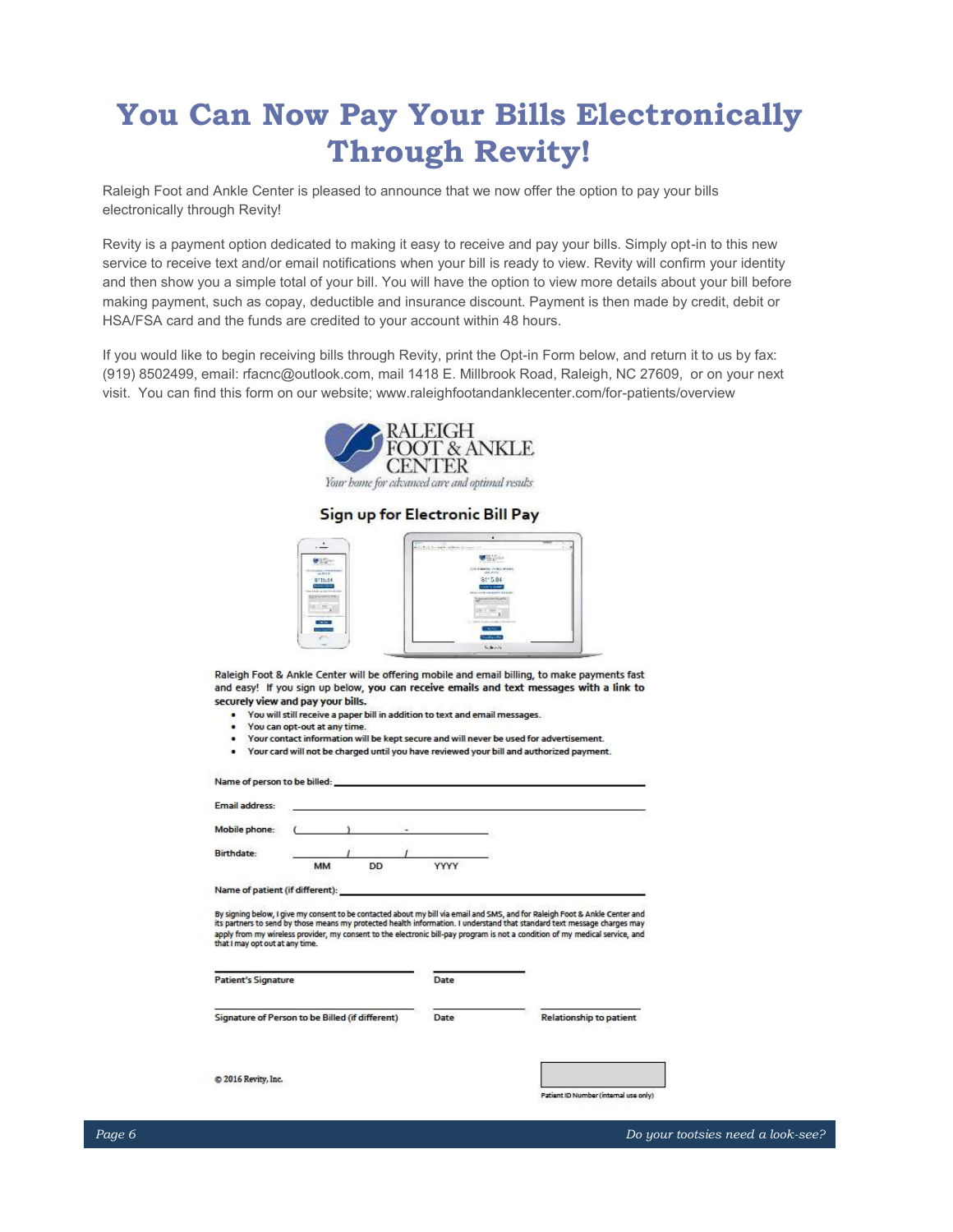# You Can Now Pay Your Bills Electronically Through Revity!

Raleigh Foot and Ankle Center is pleased to announce that we now offer the option to pay your bills electronically through Revity!

Revity is a payment option dedicated to making it easy to receive and pay your bills. Simply opt-in to this new service to receive text and/or email notifications when your bill is ready to view. Revity will confirm your identity and then show you a simple total of your bill. You will have the option to view more details about your bill before making payment, such as copay, deductible and insurance discount. Payment is then made by credit, debit or HSA/FSA card and the funds are credited to your account within 48 hours.

If you would like to begin receiving bills through Revity, print the Opt-in Form below, and return it to us by fax: (919) 8502499, email: rfacnc@outlook.com, mail 1418 E. Millbrook Road, Raleigh, NC 27609, or on your next visit. You can find this form on our website; www.raleighfootandanklecenter.com/for-patients/overview

RALEIGH FOOT & ANKLE CENTER

*Your home for advanced care and optimal results*

## Sign up for Electronic Bill Pay

Raleigh Foot & Ankle Center will be offering mobile and email billing, to make payments fast and easy! If you sign up below, **you can receive emails and text messages with a link to securely view and pay your bills.**

- You will still receive a paper bill in addition to text and email messages.
- You can opt-out at any time.
- Your contact information will be kept secure and will never be used for advertisement.
- Your card will not be charged until you have reviewed your bill and authorized payment.

Name of person to be billed: ____________________

Email address: ____________________

Mobile phone: (______) ______ - ______

Birthdate: ______ / ______ / ______
MM DD YYYY

Name of patient (if different): ____________________

By signing below, I give my consent to be contacted about my bill via email and SMS, and for Raleigh Foot & Ankle Center and its partners to send by those means my protected health information. I understand that standard text message charges may apply from my wireless provider, my consent to the electronic bill-pay program is not a condition of my medical service, and that I may opt out at any time.

____________________ ____________
Patient's Signature Date

____________________ ____________ ____________
Signature of Person to be Billed (if different) Date Relationship to patient

© 2016 Revity, Inc.

Patient ID Number (internal use only)

*Do your tootsies need a look-see?*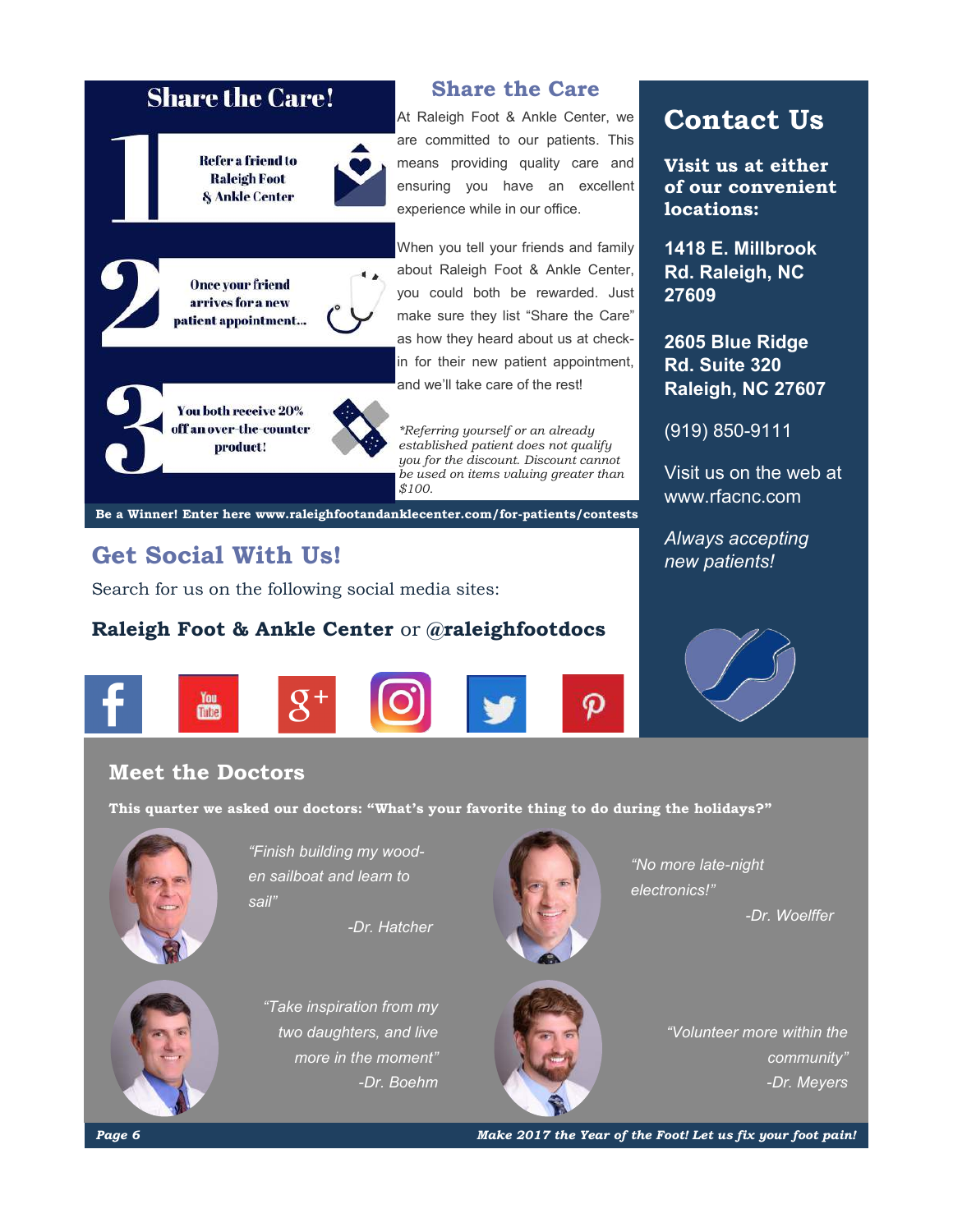## Share the Care!

1. Refer a friend to Raleigh Foot & Ankle Center
2. Once your friend arrives for a new patient appointment...
3. You both receive 20% off an over-the-counter product!

## Share the Care

At Raleigh Foot & Ankle Center, we are committed to our patients. This means providing quality care and ensuring you have an excellent experience while in our office.

When you tell your friends and family about Raleigh Foot & Ankle Center, you could both be rewarded. Just make sure they list "Share the Care" as how they heard about us at check-in for their new patient appointment, and we'll take care of the rest!

*\*Referring yourself or an already established patient does not qualify you for the discount. Discount cannot be used on items valuing greater than $100.*

**Be a Winner! Enter here www.raleighfootandanklecenter.com/for-patients/contests**

## Contact Us

**Visit us at either of our convenient locations:**

**1418 E. Millbrook Rd. Raleigh, NC 27609**

**2605 Blue Ridge Rd. Suite 320 Raleigh, NC 27607**

(919) 850-9111

Visit us on the web at www.rfacnc.com

*Always accepting new patients!*

## Get Social With Us!

Search for us on the following social media sites:

**Raleigh Foot & Ankle Center** or **@raleighfootdocs**

## Meet the Doctors

**This quarter we asked our doctors: "What's your favorite thing to do during the holidays?"**

*"Finish building my wooden sailboat and learn to sail"*
*-Dr. Hatcher*

*"No more late-night electronics!"*
*-Dr. Woelffer*

*"Take inspiration from my two daughters, and live more in the moment"*
*-Dr. Boehm*

*"Volunteer more within the community"*
*-Dr. Meyers*

***Make 2017 the Year of the Foot! Let us fix your foot pain!***